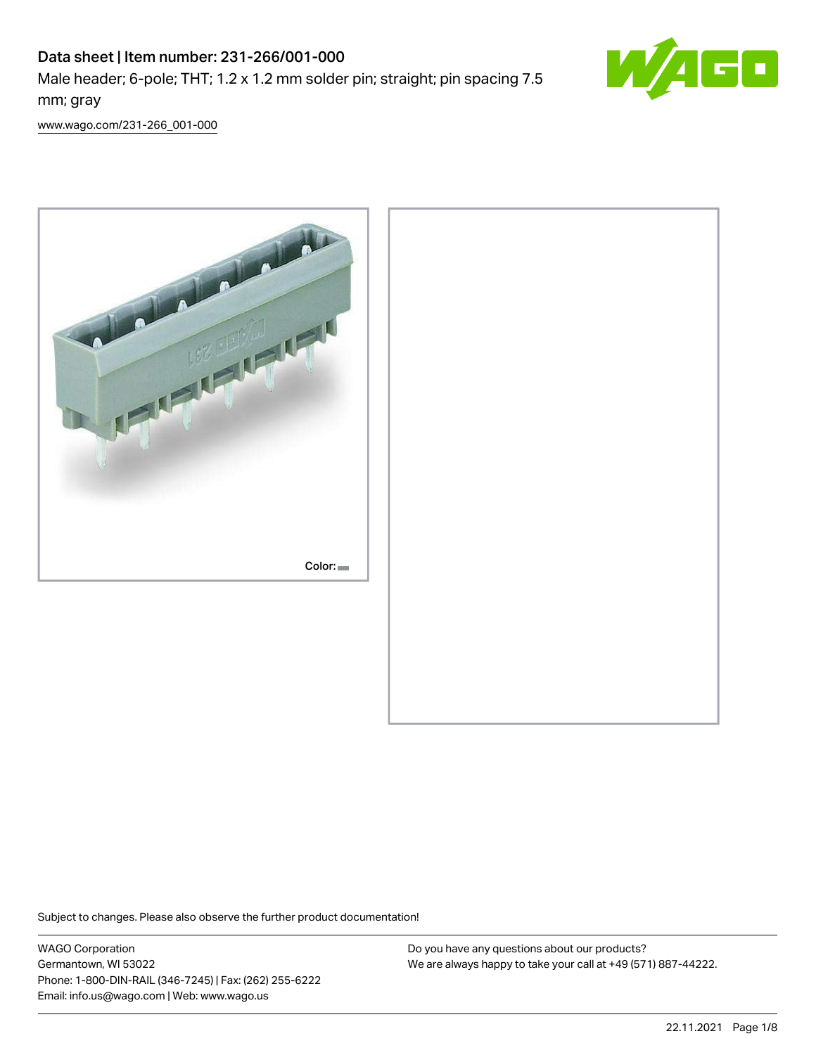# Data sheet | Item number: 231-266/001-000

Male header; 6-pole; THT; 1.2 x 1.2 mm solder pin; straight; pin spacing 7.5 mm; gray

[www.wago.com/231-266_001-000](http://www.wago.com/231-266_001-000)

Color:

Subject to changes. Please also observe the further product documentation!

WAGO Corporation
Germantown, WI 53022
Phone: 1-800-DIN-RAIL (346-7245) | Fax: (262) 255-6222
Email: info.us@wago.com | Web: www.wago.us

Do you have any questions about our products?
We are always happy to take your call at +49 (571) 887-44222.

22.11.2021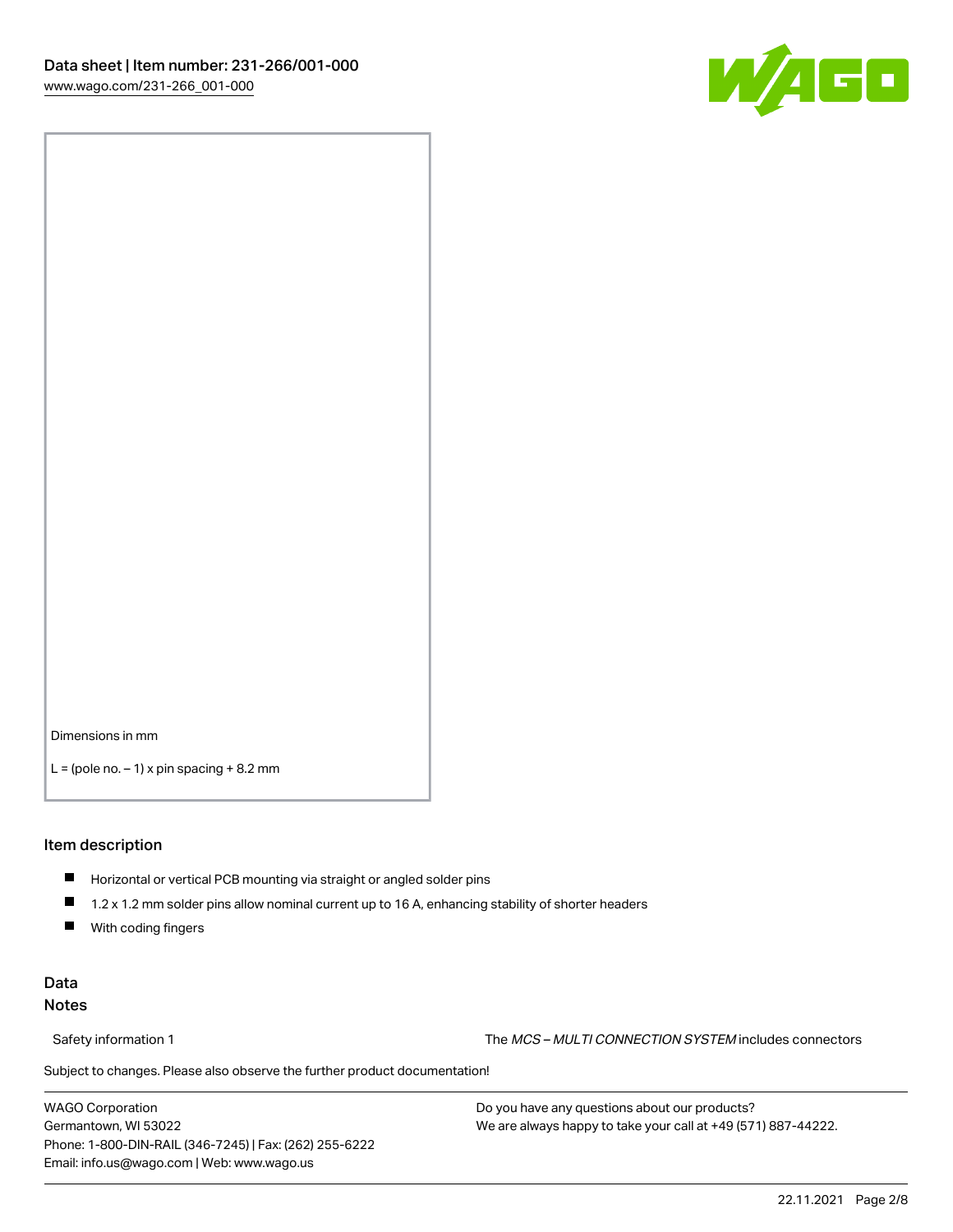Dimensions in mm

L = (pole no. – 1) x pin spacing + 8.2 mm

## Item description

- Horizontal or vertical PCB mounting via straight or angled solder pins
- 1.2 x 1.2 mm solder pins allow nominal current up to 16 A, enhancing stability of shorter headers
- With coding fingers

## Data
### Notes

Safety information 1 | The *MCS – MULTI CONNECTION SYSTEM* includes connectors

Subject to changes. Please also observe the further product documentation!

WAGO Corporation
Germantown, WI 53022
Phone: 1-800-DIN-RAIL (346-7245) | Fax: (262) 255-6222
Email: info.us@wago.com | Web: www.wago.us

Do you have any questions about our products?
We are always happy to take your call at +49 (571) 887-44222.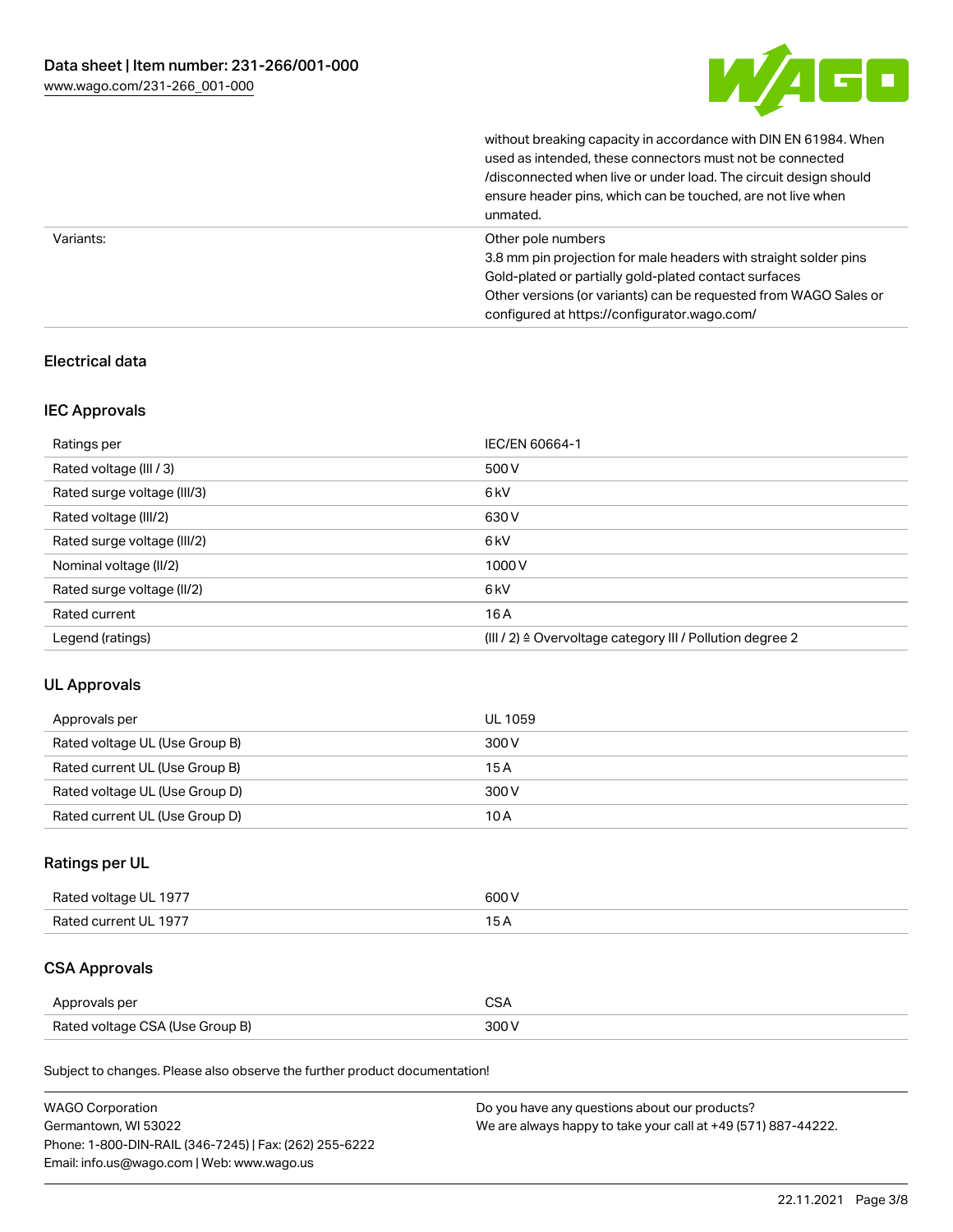| | |
|---|---|
| | without breaking capacity in accordance with DIN EN 61984. When used as intended, these connectors must not be connected /disconnected when live or under load. The circuit design should ensure header pins, which can be touched, are not live when unmated. |
| Variants: | Other pole numbers<br>3.8 mm pin projection for male headers with straight solder pins<br>Gold-plated or partially gold-plated contact surfaces<br>Other versions (or variants) can be requested from WAGO Sales or configured at https://configurator.wago.com/ |

## Electrical data

### IEC Approvals

| Ratings per | IEC/EN 60664-1 |
|---|---|
| Rated voltage (III / 3) | 500 V |
| Rated surge voltage (III/3) | 6 kV |
| Rated voltage (III/2) | 630 V |
| Rated surge voltage (III/2) | 6 kV |
| Nominal voltage (II/2) | 1000 V |
| Rated surge voltage (II/2) | 6 kV |
| Rated current | 16 A |
| Legend (ratings) | (III / 2) ≙ Overvoltage category III / Pollution degree 2 |

### UL Approvals

| Approvals per | UL 1059 |
|---|---|
| Rated voltage UL (Use Group B) | 300 V |
| Rated current UL (Use Group B) | 15 A |
| Rated voltage UL (Use Group D) | 300 V |
| Rated current UL (Use Group D) | 10 A |

### Ratings per UL

| Rated voltage UL 1977 | 600 V |
|---|---|
| Rated current UL 1977 | 15 A |

### CSA Approvals

| Approvals per | CSA |
|---|---|
| Rated voltage CSA (Use Group B) | 300 V |

Subject to changes. Please also observe the further product documentation!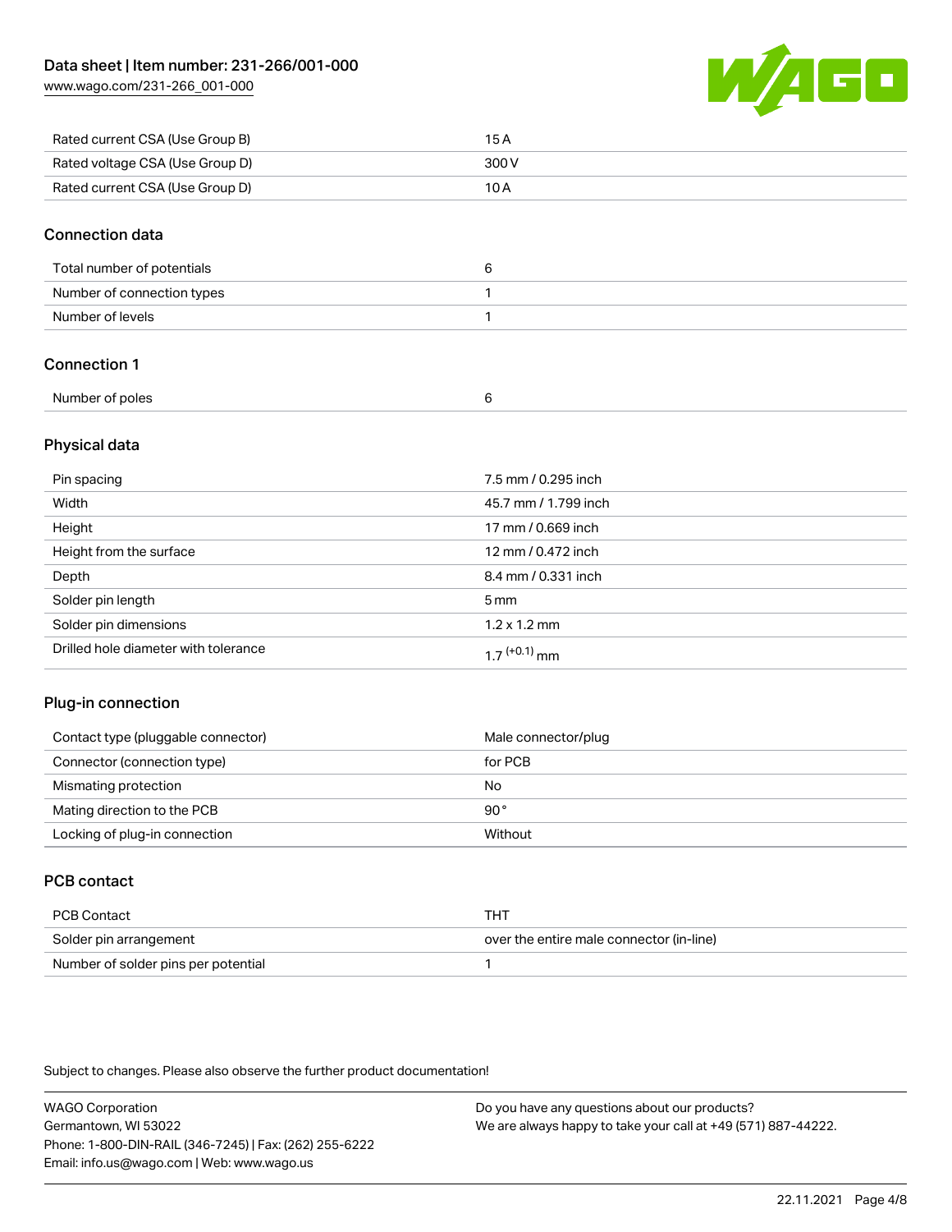| | |
|---|---|
| Rated current CSA (Use Group B) | 15 A |
| Rated voltage CSA (Use Group D) | 300 V |
| Rated current CSA (Use Group D) | 10 A |

## Connection data

| | |
|---|---|
| Total number of potentials | 6 |
| Number of connection types | 1 |
| Number of levels | 1 |

## Connection 1

| | |
|---|---|
| Number of poles | 6 |

## Physical data

| | |
|---|---|
| Pin spacing | 7.5 mm / 0.295 inch |
| Width | 45.7 mm / 1.799 inch |
| Height | 17 mm / 0.669 inch |
| Height from the surface | 12 mm / 0.472 inch |
| Depth | 8.4 mm / 0.331 inch |
| Solder pin length | 5 mm |
| Solder pin dimensions | 1.2 x 1.2 mm |
| Drilled hole diameter with tolerance | $1.7^{(+0.1)}$ mm |

## Plug-in connection

| | |
|---|---|
| Contact type (pluggable connector) | Male connector/plug |
| Connector (connection type) | for PCB |
| Mismating protection | No |
| Mating direction to the PCB | 90° |
| Locking of plug-in connection | Without |

## PCB contact

| | |
|---|---|
| PCB Contact | THT |
| Solder pin arrangement | over the entire male connector (in-line) |
| Number of solder pins per potential | 1 |

Subject to changes. Please also observe the further product documentation!

WAGO Corporation
Germantown, WI 53022
Phone: 1-800-DIN-RAIL (346-7245) | Fax: (262) 255-6222
Email: info.us@wago.com | Web: www.wago.us

Do you have any questions about our products?
We are always happy to take your call at +49 (571) 887-44222.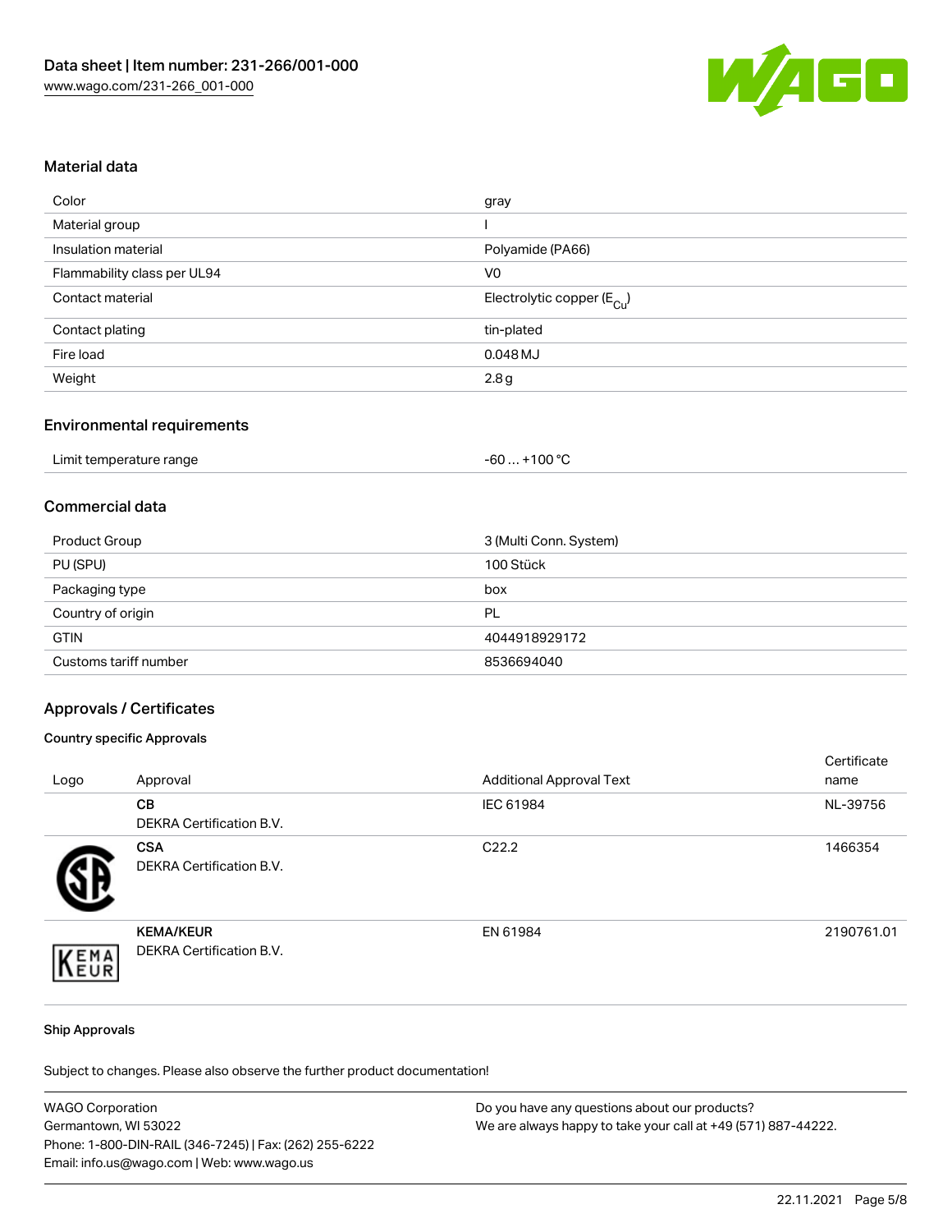## Material data

| | |
|---|---|
| Color | gray |
| Material group | I |
| Insulation material | Polyamide (PA66) |
| Flammability class per UL94 | V0 |
| Contact material | Electrolytic copper ($E_{Cu}$) |
| Contact plating | tin-plated |
| Fire load | 0.048 MJ |
| Weight | 2.8 g |

## Environmental requirements

| | |
|---|---|
| Limit temperature range | -60 … +100 °C |

## Commercial data

| | |
|---|---|
| Product Group | 3 (Multi Conn. System) |
| PU (SPU) | 100 Stück |
| Packaging type | box |
| Country of origin | PL |
| GTIN | 4044918929172 |
| Customs tariff number | 8536694040 |

## Approvals / Certificates

### Country specific Approvals

| Logo | Approval | Additional Approval Text | Certificate name |
|---|---|---|---|
| | **CB** DEKRA Certification B.V. | IEC 61984 | NL-39756 |
| | **CSA** DEKRA Certification B.V. | C22.2 | 1466354 |
| | **KEMA/KEUR** DEKRA Certification B.V. | EN 61984 | 2190761.01 |

### Ship Approvals

Subject to changes. Please also observe the further product documentation!

WAGO Corporation
Germantown, WI 53022
Phone: 1-800-DIN-RAIL (346-7245) | Fax: (262) 255-6222
Email: info.us@wago.com | Web: www.wago.us

Do you have any questions about our products?
We are always happy to take your call at +49 (571) 887-44222.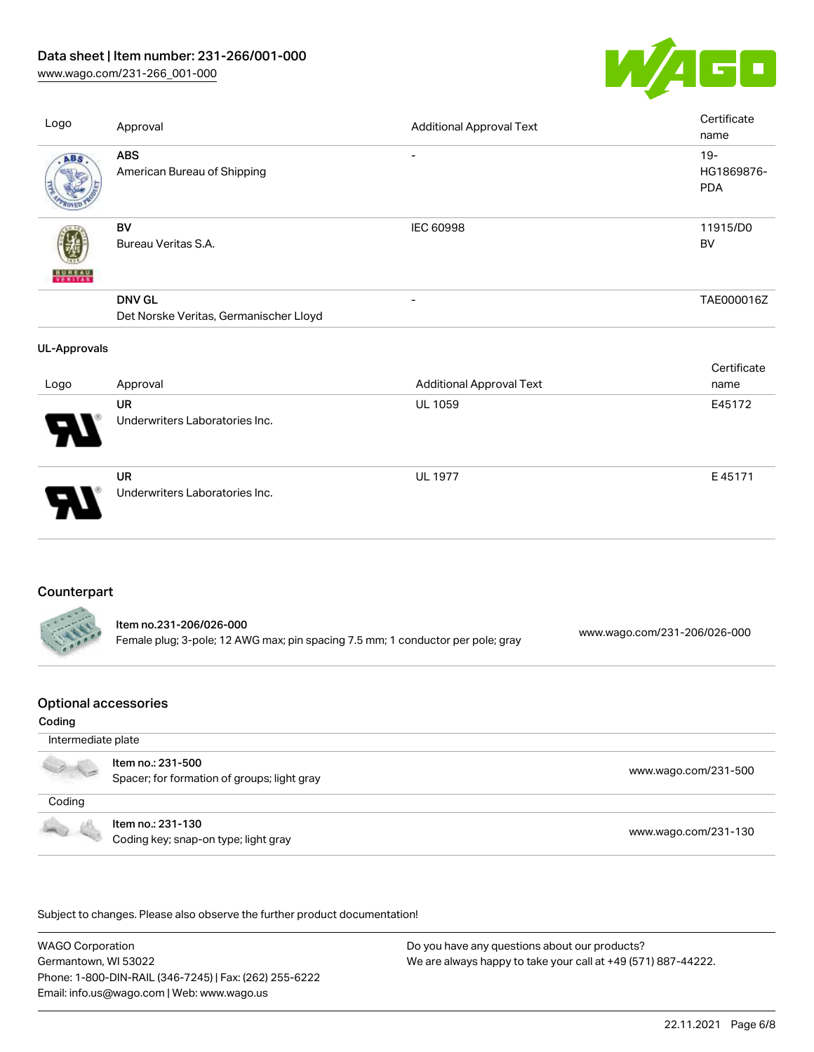| Logo | Approval | Additional Approval Text | Certificate name |
| --- | --- | --- | --- |
| | **ABS** American Bureau of Shipping | - | 19-HG1869876-PDA |
| | **BV** Bureau Veritas S.A. | IEC 60998 | 11915/D0 BV |
| | **DNV GL** Det Norske Veritas, Germanischer Lloyd | - | TAE000016Z |

**UL-Approvals**

| Logo | Approval | Additional Approval Text | Certificate name |
| --- | --- | --- | --- |
| | **UR** Underwriters Laboratories Inc. | UL 1059 | E45172 |
| | **UR** Underwriters Laboratories Inc. | UL 1977 | E 45171 |

## Counterpart

| | | |
| --- | --- | --- |
| | **Item no.231-206/026-000** Female plug; 3-pole; 12 AWG max; pin spacing 7.5 mm; 1 conductor per pole; gray | www.wago.com/231-206/026-000 |

## Optional accessories

**Coding**

| | | |
| --- | --- | --- |
| Intermediate plate | | |
| | **Item no.: 231-500** Spacer; for formation of groups; light gray | www.wago.com/231-500 |
| Coding | | |
| | **Item no.: 231-130** Coding key; snap-on type; light gray | www.wago.com/231-130 |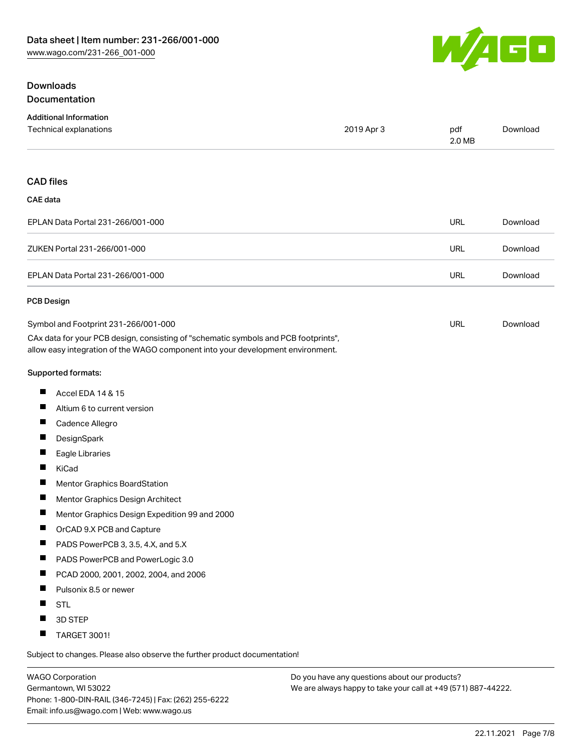## Downloads

### Documentation

**Additional Information**

| Technical explanations | 2019 Apr 3 | pdf 2.0 MB | Download |
|---|---|---|---|

### CAD files

**CAE data**

| | | |
|---|---|---|
| EPLAN Data Portal 231-266/001-000 | URL | Download |
| ZUKEN Portal 231-266/001-000 | URL | Download |
| EPLAN Data Portal 231-266/001-000 | URL | Download |

**PCB Design**

| | | |
|---|---|---|
| Symbol and Footprint 231-266/001-000 | URL | Download |

CAx data for your PCB design, consisting of "schematic symbols and PCB footprints", allow easy integration of the WAGO component into your development environment.

**Supported formats:**

- Accel EDA 14 & 15
- Altium 6 to current version
- Cadence Allegro
- DesignSpark
- Eagle Libraries
- KiCad
- Mentor Graphics BoardStation
- Mentor Graphics Design Architect
- Mentor Graphics Design Expedition 99 and 2000
- OrCAD 9.X PCB and Capture
- PADS PowerPCB 3, 3.5, 4.X, and 5.X
- PADS PowerPCB and PowerLogic 3.0
- PCAD 2000, 2001, 2002, 2004, and 2006
- Pulsonix 8.5 or newer
- STL
- 3D STEP
- TARGET 3001!

Subject to changes. Please also observe the further product documentation!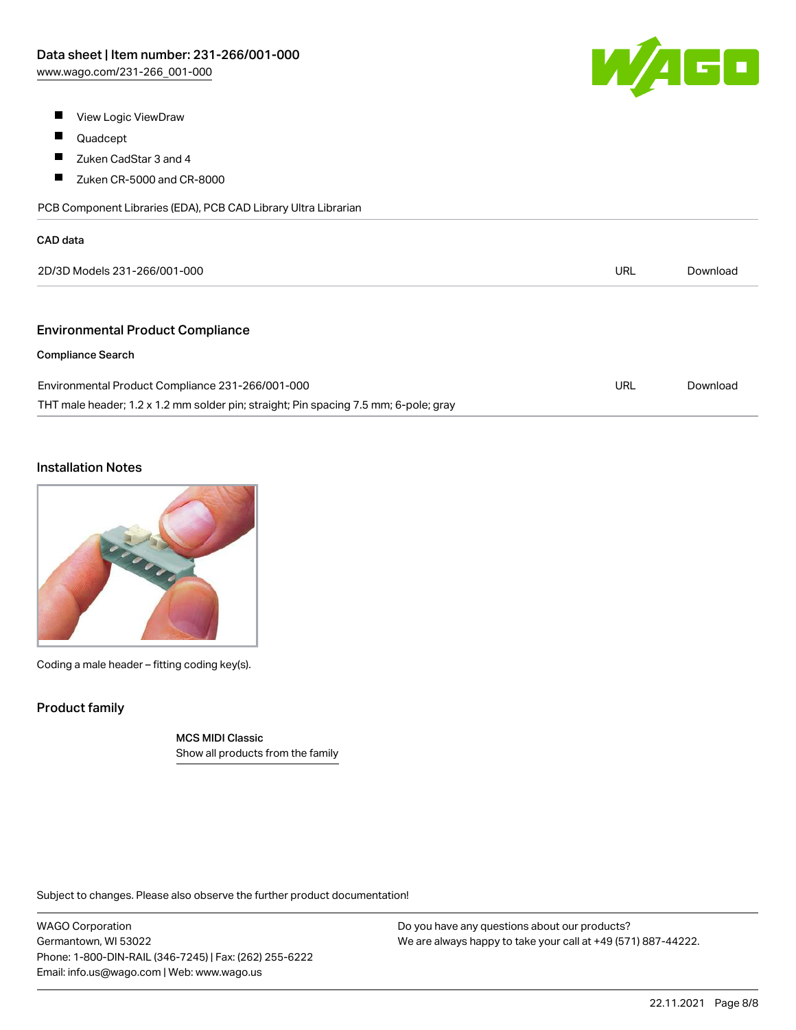- View Logic ViewDraw
- Quadcept
- Zuken CadStar 3 and 4
- Zuken CR-5000 and CR-8000

PCB Component Libraries (EDA), PCB CAD Library Ultra Librarian

**CAD data**

| | | |
|---|---|---|
| 2D/3D Models 231-266/001-000 | URL | Download |

## Environmental Product Compliance

**Compliance Search**

| | | |
|---|---|---|
| Environmental Product Compliance 231-266/001-000<br>THT male header; 1.2 x 1.2 mm solder pin; straight; Pin spacing 7.5 mm; 6-pole; gray | URL | Download |

## Installation Notes

Coding a male header – fitting coding key(s).

## Product family

**MCS MIDI Classic**
Show all products from the family

Subject to changes. Please also observe the further product documentation!

WAGO Corporation
Germantown, WI 53022
Phone: 1-800-DIN-RAIL (346-7245) | Fax: (262) 255-6222
Email: info.us@wago.com | Web: www.wago.us

Do you have any questions about our products?
We are always happy to take your call at +49 (571) 887-44222.